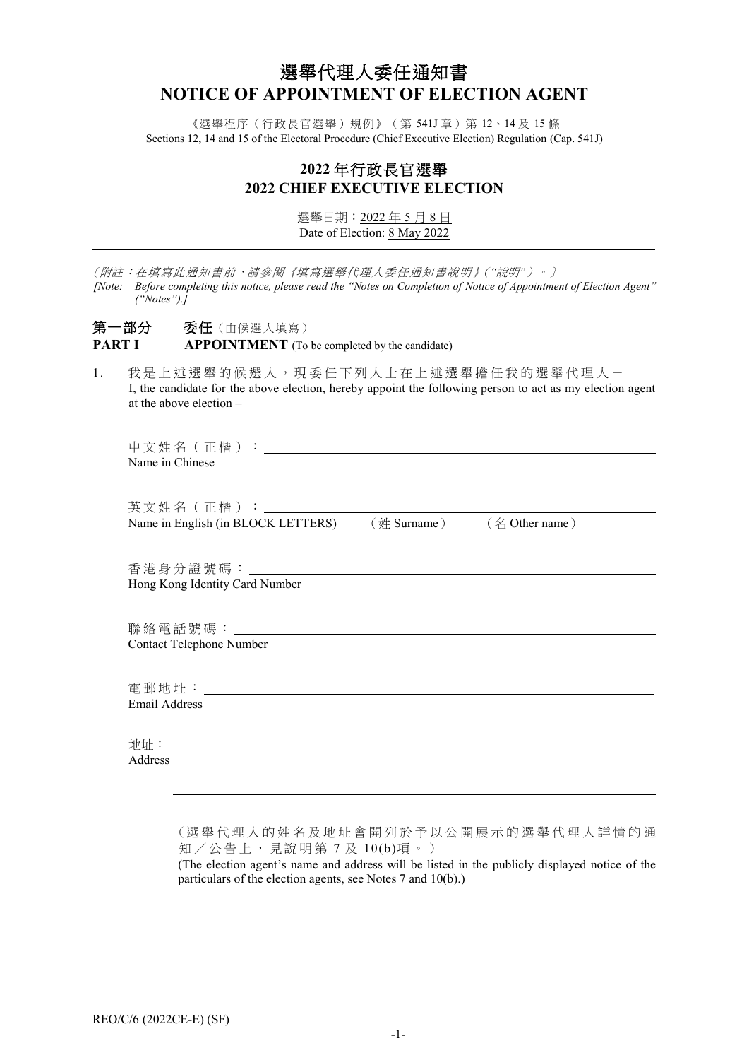# 選舉代理人委任通知書
# NOTICE OF APPOINTMENT OF ELECTION AGENT

《選舉程序（行政長官選舉）規例》（第 541J 章）第 12、14 及 15 條
Sections 12, 14 and 15 of the Electoral Procedure (Chief Executive Election) Regulation (Cap. 541J)

## 2022 年行政長官選舉
## 2022 CHIEF EXECUTIVE ELECTION

選舉日期：2022 年 5 月 8 日
Date of Election: 8 May 2022

---

*〔附註：在填寫此通知書前，請參閱《填寫選舉代理人委任通知書說明》("說明")。〕*
*[Note: Before completing this notice, please read the "Notes on Completion of Notice of Appointment of Election Agent" ("Notes").]*

**第一部分　　委任**（由候選人填寫）
**PART I　　APPOINTMENT** (To be completed by the candidate)

1. 我是上述選舉的候選人，現委任下列人士在上述選舉擔任我的選舉代理人－
I, the candidate for the above election, hereby appoint the following person to act as my election agent at the above election –

中文姓名（正楷）：\_\_\_\_\_\_\_\_\_\_\_\_\_\_\_\_\_\_\_\_\_\_\_\_\_\_\_\_
Name in Chinese

英文姓名（正楷）：\_\_\_\_\_\_\_\_\_\_\_\_\_\_\_\_\_\_\_\_\_\_\_\_\_\_\_\_
Name in English (in BLOCK LETTERS)　　（姓 Surname）　　（名 Other name）

香港身分證號碼：\_\_\_\_\_\_\_\_\_\_\_\_\_\_\_\_\_\_\_\_\_\_\_\_\_\_\_\_
Hong Kong Identity Card Number

聯絡電話號碼：\_\_\_\_\_\_\_\_\_\_\_\_\_\_\_\_\_\_\_\_\_\_\_\_\_\_\_\_
Contact Telephone Number

電郵地址：\_\_\_\_\_\_\_\_\_\_\_\_\_\_\_\_\_\_\_\_\_\_\_\_\_\_\_\_
Email Address

地址：\_\_\_\_\_\_\_\_\_\_\_\_\_\_\_\_\_\_\_\_\_\_\_\_\_\_\_\_
Address

\_\_\_\_\_\_\_\_\_\_\_\_\_\_\_\_\_\_\_\_\_\_\_\_\_\_\_\_

（選舉代理人的姓名及地址會開列於予以公開展示的選舉代理人詳情的通知／公告上，見說明第 7 及 10(b)項。）
(The election agent's name and address will be listed in the publicly displayed notice of the particulars of the election agents, see Notes 7 and 10(b).)

REO/C/6 (2022CE-E) (SF)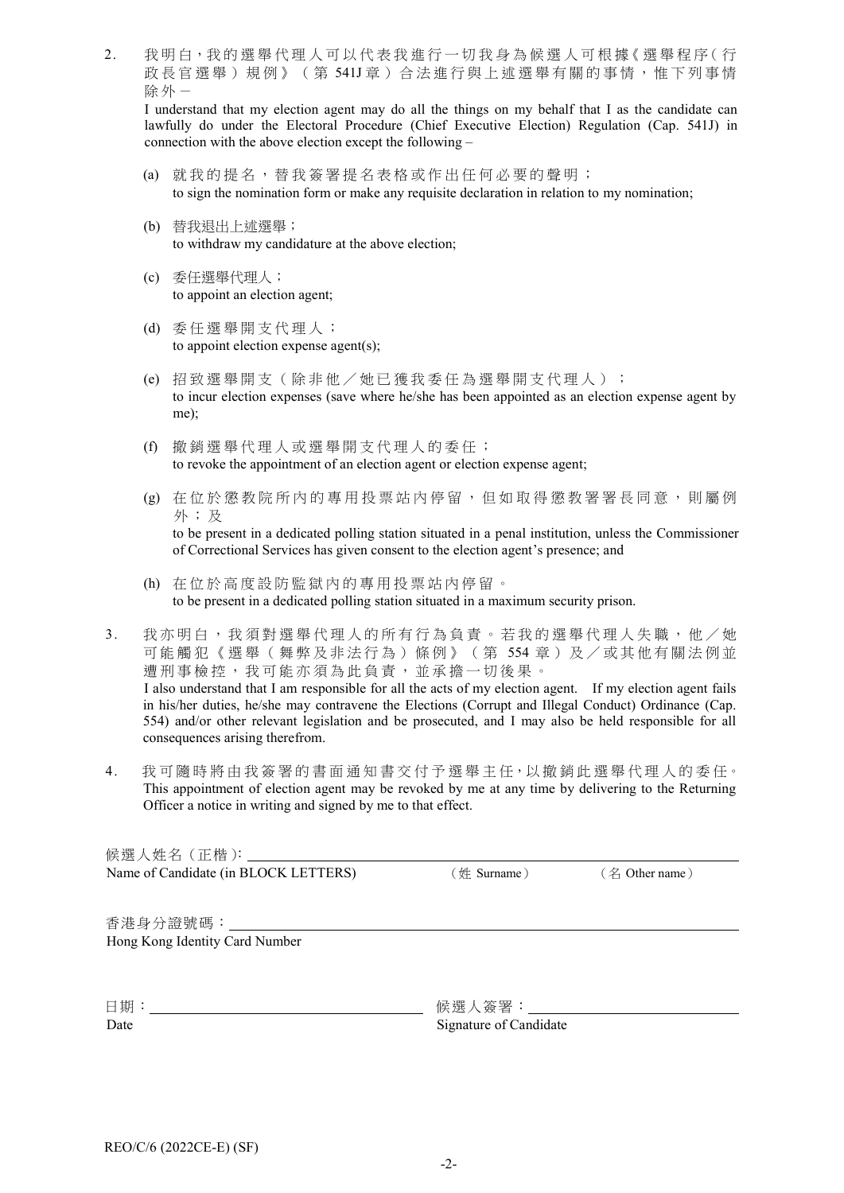2. 我明白，我的選舉代理人可以代表我進行一切我身為候選人可根據《選舉程序（行政長官選舉）規例》（第 541J 章）合法進行與上述選舉有關的事情，惟下列事情除外 –

   I understand that my election agent may do all the things on my behalf that I as the candidate can lawfully do under the Electoral Procedure (Chief Executive Election) Regulation (Cap. 541J) in connection with the above election except the following –

   (a) 就我的提名，替我簽署提名表格或作出任何必要的聲明；
   to sign the nomination form or make any requisite declaration in relation to my nomination;

   (b) 替我退出上述選舉；
   to withdraw my candidature at the above election;

   (c) 委任選舉代理人；
   to appoint an election agent;

   (d) 委任選舉開支代理人；
   to appoint election expense agent(s);

   (e) 招致選舉開支（除非他／她已獲我委任為選舉開支代理人）；
   to incur election expenses (save where he/she has been appointed as an election expense agent by me);

   (f) 撤銷選舉代理人或選舉開支代理人的委任；
   to revoke the appointment of an election agent or election expense agent;

   (g) 在位於懲教院所內的專用投票站內停留，但如取得懲教署署長同意，則屬例外；及
   to be present in a dedicated polling station situated in a penal institution, unless the Commissioner of Correctional Services has given consent to the election agent's presence; and

   (h) 在位於高度設防監獄內的專用投票站內停留。
   to be present in a dedicated polling station situated in a maximum security prison.

3. 我亦明白，我須對選舉代理人的所有行為負責。若我的選舉代理人失職，他／她可能觸犯《選舉（舞弊及非法行為）條例》（第 554 章）及／或其他有關法例並遭刑事檢控，我可能亦須為此負責，並承擔一切後果。

   I also understand that I am responsible for all the acts of my election agent. If my election agent fails in his/her duties, he/she may contravene the Elections (Corrupt and Illegal Conduct) Ordinance (Cap. 554) and/or other relevant legislation and be prosecuted, and I may also be held responsible for all consequences arising therefrom.

4. 我可隨時將由我簽署的書面通知書交付予選舉主任，以撤銷此選舉代理人的委任。
   This appointment of election agent may be revoked by me at any time by delivering to the Returning Officer a notice in writing and signed by me to that effect.

候選人姓名（正楷）: ______________________________
Name of Candidate (in BLOCK LETTERS) （姓 Surname） （名 Other name）

香港身分證號碼：______________________________
Hong Kong Identity Card Number

日期：______________________ 候選人簽署：______________________
Date Signature of Candidate

REO/C/6 (2022CE-E) (SF)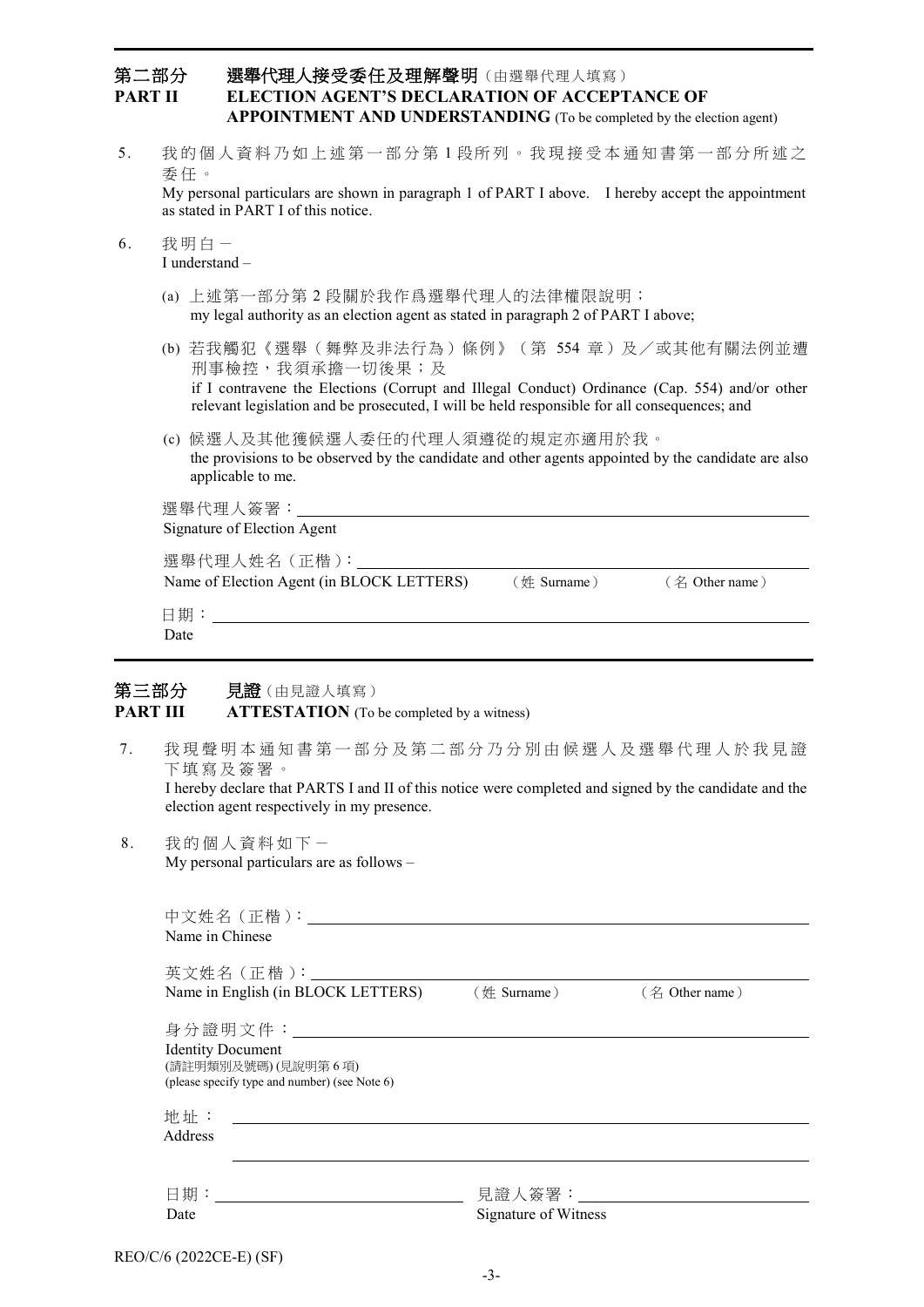## 第二部分 選舉代理人接受委任及理解聲明（由選舉代理人填寫）
## PART II ELECTION AGENT'S DECLARATION OF ACCEPTANCE OF APPOINTMENT AND UNDERSTANDING (To be completed by the election agent)

5. 我的個人資料乃如上述第一部分第 1 段所列。我現接受本通知書第一部分所述之委任。
   My personal particulars are shown in paragraph 1 of PART I above. I hereby accept the appointment as stated in PART I of this notice.

6. 我明白 –
   I understand –

   (a) 上述第一部分第 2 段關於我作爲選舉代理人的法律權限說明；
   my legal authority as an election agent as stated in paragraph 2 of PART I above;

   (b) 若我觸犯《選舉（舞弊及非法行為）條例》（第 554 章）及／或其他有關法例並遭刑事檢控，我須承擔一切後果；及
   if I contravene the Elections (Corrupt and Illegal Conduct) Ordinance (Cap. 554) and/or other relevant legislation and be prosecuted, I will be held responsible for all consequences; and

   (c) 候選人及其他獲候選人委任的代理人須遵從的規定亦適用於我。
   the provisions to be observed by the candidate and other agents appointed by the candidate are also applicable to me.

選舉代理人簽署：\_\_\_\_\_\_\_\_\_\_\_\_\_\_\_\_\_\_\_\_
Signature of Election Agent

選舉代理人姓名（正楷）：\_\_\_\_\_\_\_\_\_\_\_\_\_\_\_\_\_\_\_\_
Name of Election Agent (in BLOCK LETTERS) （姓 Surname） （名 Other name）

日期：\_\_\_\_\_\_\_\_\_\_\_\_\_\_\_\_\_\_\_\_
Date

## 第三部分 見證（由見證人填寫）
## PART III ATTESTATION (To be completed by a witness)

7. 我現聲明本通知書第一部分及第二部分乃分別由候選人及選舉代理人於我見證下填寫及簽署。
   I hereby declare that PARTS I and II of this notice were completed and signed by the candidate and the election agent respectively in my presence.

8. 我的個人資料如下 –
   My personal particulars are as follows –

中文姓名（正楷）：\_\_\_\_\_\_\_\_\_\_\_\_\_\_\_\_\_\_\_\_
Name in Chinese

英文姓名（正楷）：\_\_\_\_\_\_\_\_\_\_\_\_\_\_\_\_\_\_\_\_
Name in English (in BLOCK LETTERS) （姓 Surname） （名 Other name）

身分證明文件：\_\_\_\_\_\_\_\_\_\_\_\_\_\_\_\_\_\_\_\_
Identity Document
(請註明類別及號碼) (見說明第 6 項)
(please specify type and number) (see Note 6)

地址：\_\_\_\_\_\_\_\_\_\_\_\_\_\_\_\_\_\_\_\_
Address

\_\_\_\_\_\_\_\_\_\_\_\_\_\_\_\_\_\_\_\_

日期：\_\_\_\_\_\_\_\_\_\_\_\_\_\_\_\_\_\_\_\_ 見證人簽署：\_\_\_\_\_\_\_\_\_\_\_\_\_\_\_\_\_\_\_\_
Date Signature of Witness

REO/C/6 (2022CE-E) (SF)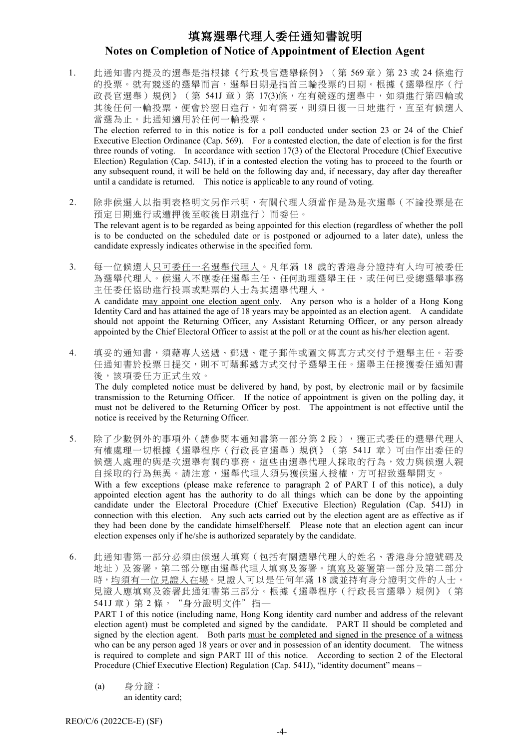# 填寫選舉代理人委任通知書說明
## Notes on Completion of Notice of Appointment of Election Agent

1. 此通知書內提及的選舉是指根據《行政長官選舉條例》（第 569 章）第 23 或 24 條進行的投票。就有競逐的選舉而言，選舉日期是指首三輪投票的日期。根據《選舉程序（行政長官選舉）規例》（第 541J 章）第 17(3)條，在有競逐的選舉中，如須進行第四輪或其後任何一輪投票，便會於翌日進行，如有需要，則須日復一日地進行，直至有候選人當選為止。此通知適用於任何一輪投票。
The election referred to in this notice is for a poll conducted under section 23 or 24 of the Chief Executive Election Ordinance (Cap. 569). For a contested election, the date of election is for the first three rounds of voting. In accordance with section 17(3) of the Electoral Procedure (Chief Executive Election) Regulation (Cap. 541J), if in a contested election the voting has to proceed to the fourth or any subsequent round, it will be held on the following day and, if necessary, day after day thereafter until a candidate is returned. This notice is applicable to any round of voting.

2. 除非候選人以指明表格明文另作示明，有關代理人須當作是為是次選舉（不論投票是在預定日期進行或遭押後至較後日期進行）而委任。
The relevant agent is to be regarded as being appointed for this election (regardless of whether the poll is to be conducted on the scheduled date or is postponed or adjourned to a later date), unless the candidate expressly indicates otherwise in the specified form.

3. 每一位候選人<u>只可委任一名選舉代理人</u>。凡年滿 18 歲的香港身分證持有人均可被委任為選舉代理人。候選人不應委任選舉主任、任何助理選舉主任，或任何已受總選舉事務主任委任協助進行投票或點票的人士為其選舉代理人。
A candidate <u>may appoint one election agent only</u>. Any person who is a holder of a Hong Kong Identity Card and has attained the age of 18 years may be appointed as an election agent. A candidate should not appoint the Returning Officer, any Assistant Returning Officer, or any person already appointed by the Chief Electoral Officer to assist at the poll or at the count as his/her election agent.

4. 填妥的通知書，須藉專人送遞、郵遞、電子郵件或圖文傳真方式交付予選舉主任。若委任通知書於投票日提交，則不可藉郵遞方式交付予選舉主任。選舉主任接獲委任通知書後，該項委任方正式生效。
The duly completed notice must be delivered by hand, by post, by electronic mail or by facsimile transmission to the Returning Officer. If the notice of appointment is given on the polling day, it must not be delivered to the Returning Officer by post. The appointment is not effective until the notice is received by the Returning Officer.

5. 除了少數例外的事項外（請參閱本通知書第一部分第 2 段），獲正式委任的選舉代理人有權處理一切根據《選舉程序（行政長官選舉）規例》（第 541J 章）可由作出委任的候選人處理的與是次選舉有關的事務。這些由選舉代理人採取的行為，效力與候選人親自採取的行為無異。請注意，選舉代理人須另獲候選人授權，方可招致選舉開支。
With a few exceptions (please make reference to paragraph 2 of PART I of this notice), a duly appointed election agent has the authority to do all things which can be done by the appointing candidate under the Electoral Procedure (Chief Executive Election) Regulation (Cap. 541J) in connection with this election. Any such acts carried out by the election agent are as effective as if they had been done by the candidate himself/herself. Please note that an election agent can incur election expenses only if he/she is authorized separately by the candidate.

6. 此通知書第一部分必須由候選人填寫（包括有關選舉代理人的姓名、香港身分證號碼及地址）及簽署。第二部分應由選舉代理人填寫及簽署。<u>填寫及簽署</u>第一部分及第二部分時，<u>均須有一位見證人在場</u>。見證人可以是任何年滿 18 歲並持有身分證明文件的人士。見證人應填寫及簽署此通知書第三部分。根據《選舉程序（行政長官選舉）規例》（第 541J 章）第 2 條，"身分證明文件"指—
PART I of this notice (including name, Hong Kong identity card number and address of the relevant election agent) must be completed and signed by the candidate. PART II should be completed and signed by the election agent. Both parts <u>must be completed and signed in the presence of a witness</u> who can be any person aged 18 years or over and in possession of an identity document. The witness is required to complete and sign PART III of this notice. According to section 2 of the Electoral Procedure (Chief Executive Election) Regulation (Cap. 541J), "identity document" means –

   (a) 身分證；
   an identity card;

REO/C/6 (2022CE-E) (SF)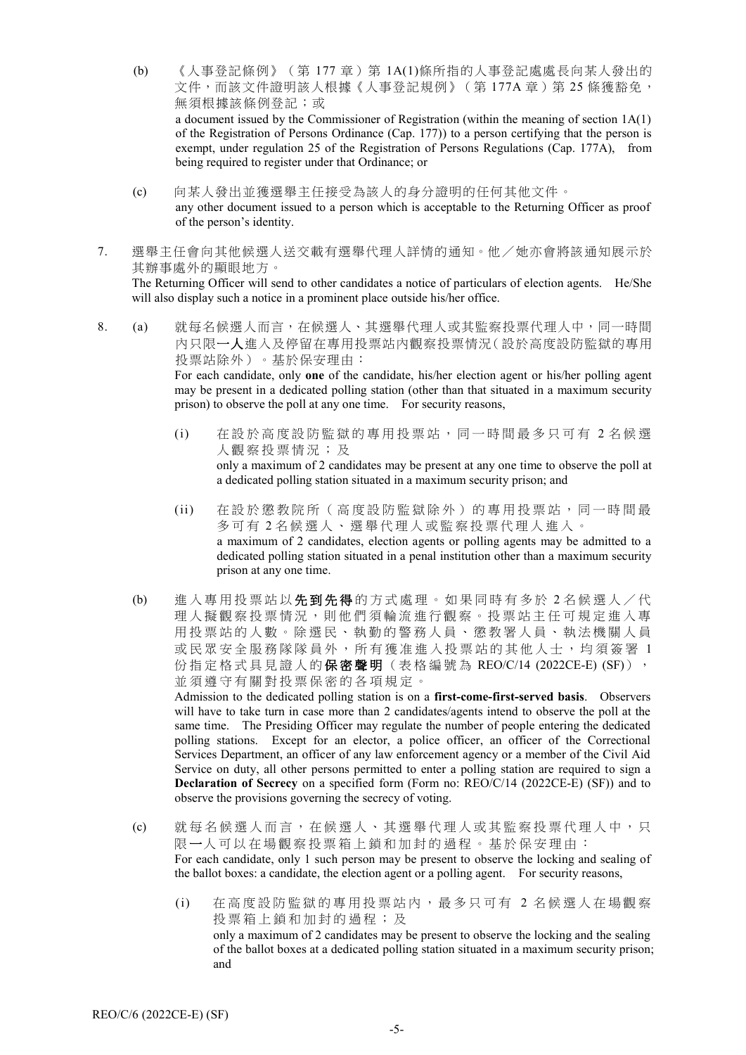(b) 《人事登記條例》（第 177 章）第 1A(1)條所指的人事登記處處長向某人發出的文件，而該文件證明該人根據《人事登記規例》（第 177A 章）第 25 條獲豁免，無須根據該條例登記；或
a document issued by the Commissioner of Registration (within the meaning of section 1A(1) of the Registration of Persons Ordinance (Cap. 177)) to a person certifying that the person is exempt, under regulation 25 of the Registration of Persons Regulations (Cap. 177A), from being required to register under that Ordinance; or

(c) 向某人發出並獲選舉主任接受為該人的身分證明的任何其他文件。
any other document issued to a person which is acceptable to the Returning Officer as proof of the person's identity.

7. 選舉主任會向其他候選人送交載有選舉代理人詳情的通知。他／她亦會將該通知展示於其辦事處外的顯眼地方。
The Returning Officer will send to other candidates a notice of particulars of election agents. He/She will also display such a notice in a prominent place outside his/her office.

8. (a) 就每名候選人而言，在候選人、其選舉代理人或其監察投票代理人中，同一時間內只限**一人**進入及停留在專用投票站內觀察投票情況（設於高度設防監獄的專用投票站除外）。基於保安理由：
For each candidate, only **one** of the candidate, his/her election agent or his/her polling agent may be present in a dedicated polling station (other than that situated in a maximum security prison) to observe the poll at any one time. For security reasons,

(i) 在設於高度設防監獄的專用投票站，同一時間最多只可有 2 名候選人觀察投票情況；及
only a maximum of 2 candidates may be present at any one time to observe the poll at a dedicated polling station situated in a maximum security prison; and

(ii) 在設於懲教院所（高度設防監獄除外）的專用投票站，同一時間最多可有 2 名候選人、選舉代理人或監察投票代理人進入。
a maximum of 2 candidates, election agents or polling agents may be admitted to a dedicated polling station situated in a penal institution other than a maximum security prison at any one time.

(b) 進入專用投票站以**先到先得**的方式處理。如果同時有多於 2 名候選人／代理人擬觀察投票情況，則他們須輪流進行觀察。投票站主任可規定進入專用投票站的人數。除選民、執勤的警務人員、懲教署人員、執法機關人員或民眾安全服務隊隊員外，所有獲准進入投票站的其他人士，均須簽署 1 份指定格式具見證人的**保密聲明**（表格編號為 REO/C/14 (2022CE-E) (SF)），並須遵守有關對投票保密的各項規定。
Admission to the dedicated polling station is on a **first-come-first-served basis**. Observers will have to take turn in case more than 2 candidates/agents intend to observe the poll at the same time. The Presiding Officer may regulate the number of people entering the dedicated polling stations. Except for an elector, a police officer, an officer of the Correctional Services Department, an officer of any law enforcement agency or a member of the Civil Aid Service on duty, all other persons permitted to enter a polling station are required to sign a **Declaration of Secrecy** on a specified form (Form no: REO/C/14 (2022CE-E) (SF)) and to observe the provisions governing the secrecy of voting.

(c) 就每名候選人而言，在候選人、其選舉代理人或其監察投票代理人中，只限**一**人可以在場觀察投票箱上鎖和加封的過程。基於保安理由：
For each candidate, only 1 such person may be present to observe the locking and sealing of the ballot boxes: a candidate, the election agent or a polling agent. For security reasons,

(i) 在高度設防監獄的專用投票站內，最多只可有 2 名候選人在場觀察投票箱上鎖和加封的過程；及
only a maximum of 2 candidates may be present to observe the locking and the sealing of the ballot boxes at a dedicated polling station situated in a maximum security prison; and

REO/C/6 (2022CE-E) (SF)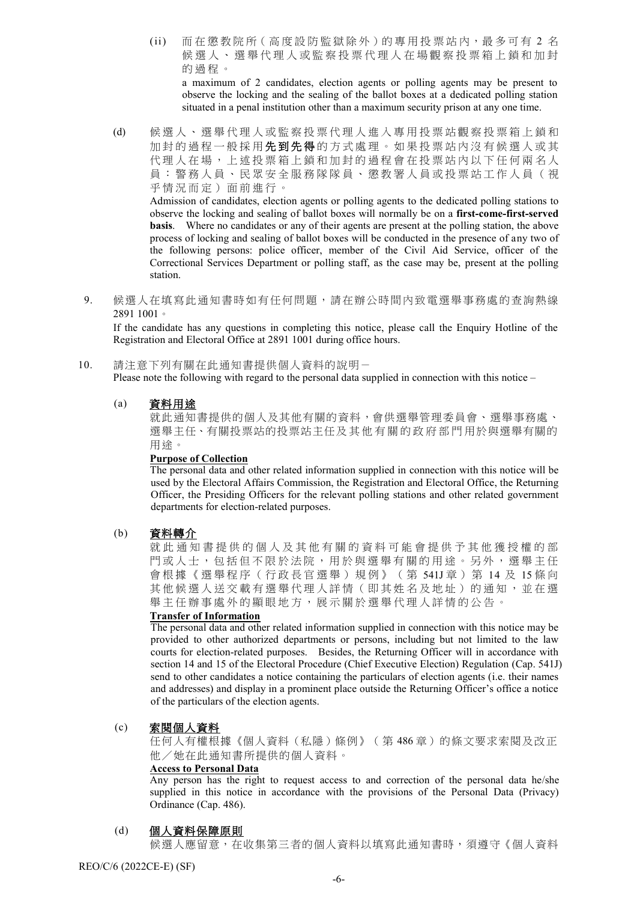(ii) 而在懲教院所（高度設防監獄除外）的專用投票站內，最多可有 2 名候選人、選舉代理人或監察投票代理人在場觀察投票箱上鎖和加封的過程。

a maximum of 2 candidates, election agents or polling agents may be present to observe the locking and the sealing of the ballot boxes at a dedicated polling station situated in a penal institution other than a maximum security prison at any one time.

(d) 候選人、選舉代理人或監察投票代理人進入專用投票站觀察投票箱上鎖和加封的過程一般採用**先到先得**的方式處理。如果投票站內沒有候選人或其代理人在場，上述投票箱上鎖和加封的過程會在投票站內以下任何兩名人員：警務人員、民眾安全服務隊隊員、懲教署人員或投票站工作人員（視乎情況而定）面前進行。

Admission of candidates, election agents or polling agents to the dedicated polling stations to observe the locking and sealing of ballot boxes will normally be on a **first-come-first-served basis**. Where no candidates or any of their agents are present at the polling station, the above process of locking and sealing of ballot boxes will be conducted in the presence of any two of the following persons: police officer, member of the Civil Aid Service, officer of the Correctional Services Department or polling staff, as the case may be, present at the polling station.

9. 候選人在填寫此通知書時如有任何問題，請在辦公時間內致電選舉事務處的查詢熱線 2891 1001。

If the candidate has any questions in completing this notice, please call the Enquiry Hotline of the Registration and Electoral Office at 2891 1001 during office hours.

10. 請注意下列有關在此通知書提供個人資料的說明－

Please note the following with regard to the personal data supplied in connection with this notice –

(a) <u>資料用途</u>

就此通知書提供的個人及其他有關的資料，會供選舉管理委員會、選舉事務處、選舉主任、有關投票站的投票站主任及其他有關的政府部門用於與選舉有關的用途。

<u>**Purpose of Collection**</u>

The personal data and other related information supplied in connection with this notice will be used by the Electoral Affairs Commission, the Registration and Electoral Office, the Returning Officer, the Presiding Officers for the relevant polling stations and other related government departments for election-related purposes.

(b) <u>資料轉介</u>

就此通知書提供的個人及其他有關的資料可能會提供予其他獲授權的部門或人士，包括但不限於法院，用於與選舉有關的用途。另外，選舉主任會根據《選舉程序（行政長官選舉）規例》（第 541J 章）第 14 及 15 條向其他候選人送交載有選舉代理人詳情（即其姓名及地址）的通知，並在選舉主任辦事處外的顯眼地方，展示關於選舉代理人詳情的公告。

<u>**Transfer of Information**</u>

The personal data and other related information supplied in connection with this notice may be provided to other authorized departments or persons, including but not limited to the law courts for election-related purposes. Besides, the Returning Officer will in accordance with section 14 and 15 of the Electoral Procedure (Chief Executive Election) Regulation (Cap. 541J) send to other candidates a notice containing the particulars of election agents (i.e. their names and addresses) and display in a prominent place outside the Returning Officer's office a notice of the particulars of the election agents.

(c) <u>索閱個人資料</u>

任何人有權根據《個人資料（私隱）條例》（第 486 章）的條文要求索閱及改正他／她在此通知書所提供的個人資料。

<u>**Access to Personal Data**</u>

Any person has the right to request access to and correction of the personal data he/she supplied in this notice in accordance with the provisions of the Personal Data (Privacy) Ordinance (Cap. 486).

(d) <u>個人資料保障原則</u>

候選人應留意，在收集第三者的個人資料以填寫此通知書時，須遵守《個人資料

REO/C/6 (2022CE-E) (SF)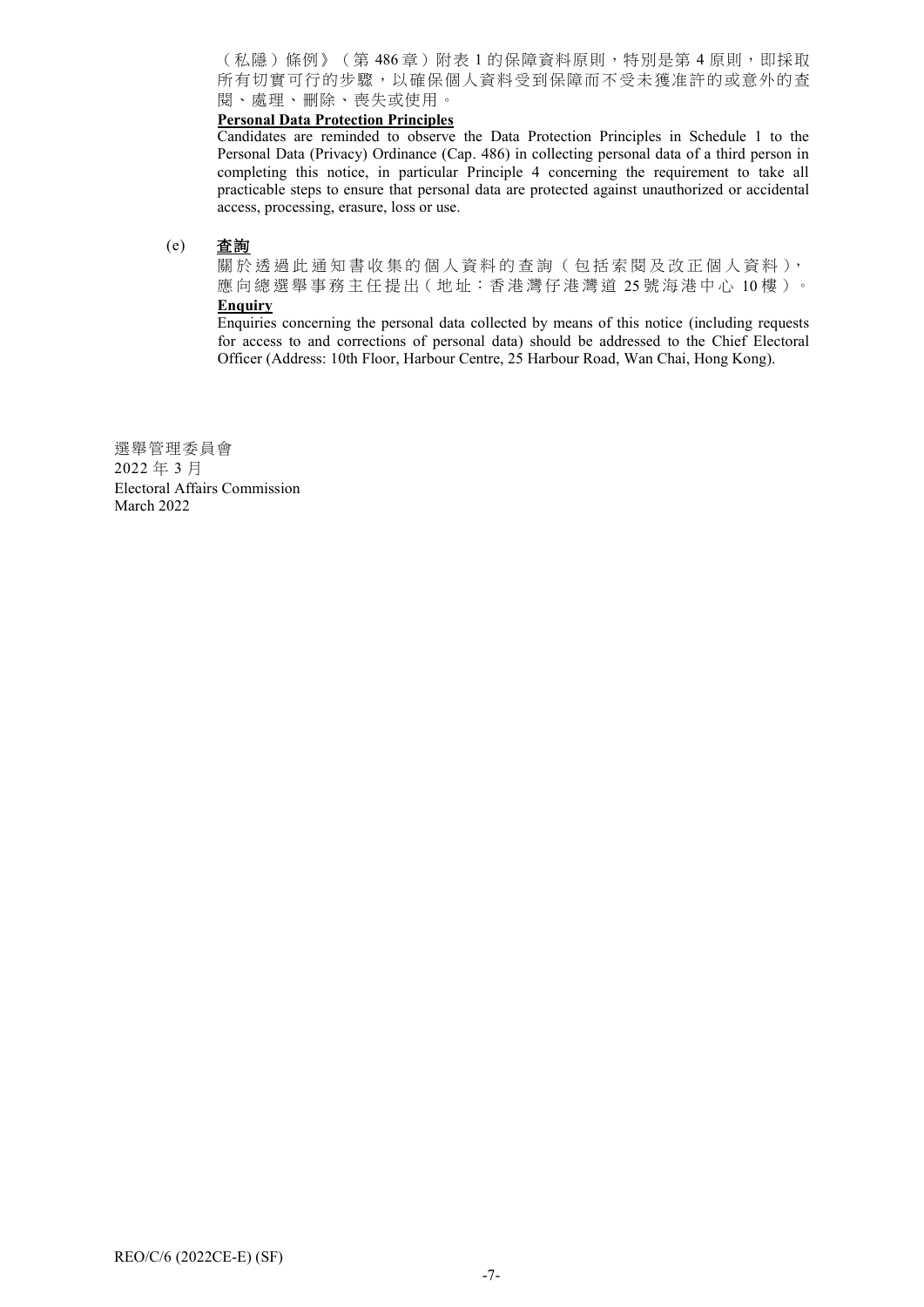（私隱）條例》（第 486 章）附表 1 的保障資料原則，特別是第 4 原則，即採取所有切實可行的步驟，以確保個人資料受到保障而不受未獲准許的或意外的查閱、處理、刪除、喪失或使用。

**Personal Data Protection Principles**

Candidates are reminded to observe the Data Protection Principles in Schedule 1 to the Personal Data (Privacy) Ordinance (Cap. 486) in collecting personal data of a third person in completing this notice, in particular Principle 4 concerning the requirement to take all practicable steps to ensure that personal data are protected against unauthorized or accidental access, processing, erasure, loss or use.

(e) **查詢**

關於透過此通知書收集的個人資料的查詢（包括索閱及改正個人資料），應向總選舉事務主任提出（地址：香港灣仔港灣道 25 號海港中心 10 樓）。

**Enquiry**

Enquiries concerning the personal data collected by means of this notice (including requests for access to and corrections of personal data) should be addressed to the Chief Electoral Officer (Address: 10th Floor, Harbour Centre, 25 Harbour Road, Wan Chai, Hong Kong).

選舉管理委員會
2022 年 3 月
Electoral Affairs Commission
March 2022

REO/C/6 (2022CE-E) (SF)